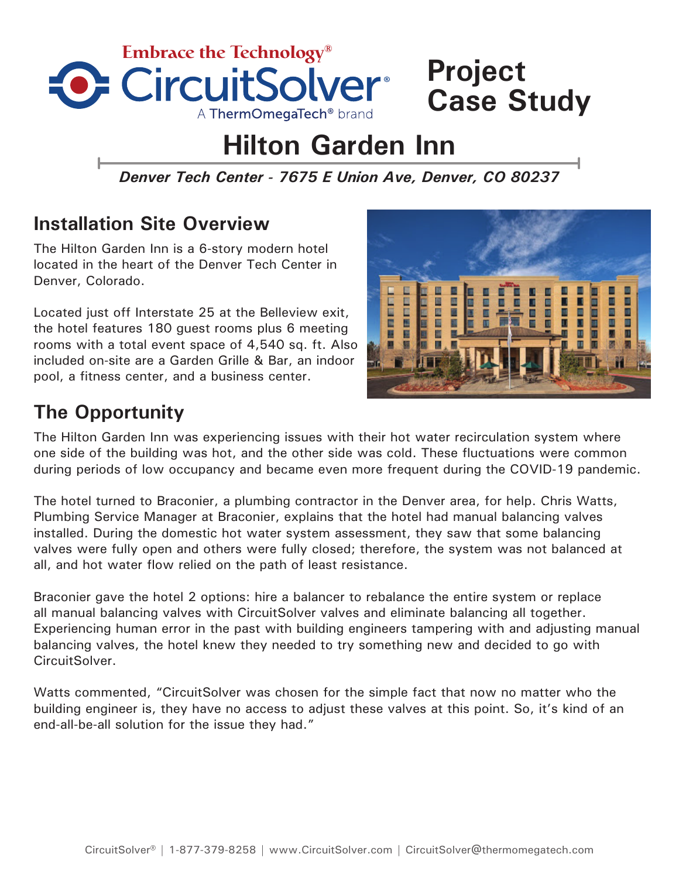Embrace the Technology®

CircuitSolver®

A ThermOmegaTech® brand

# Project Case Study

# Hilton Garden Inn

***Denver Tech Center - 7675 E Union Ave, Denver, CO 80237***

## Installation Site Overview

The Hilton Garden Inn is a 6-story modern hotel located in the heart of the Denver Tech Center in Denver, Colorado.

Located just off Interstate 25 at the Belleview exit, the hotel features 180 guest rooms plus 6 meeting rooms with a total event space of 4,540 sq. ft. Also included on-site are a Garden Grille & Bar, an indoor pool, a fitness center, and a business center.

## The Opportunity

The Hilton Garden Inn was experiencing issues with their hot water recirculation system where one side of the building was hot, and the other side was cold. These fluctuations were common during periods of low occupancy and became even more frequent during the COVID-19 pandemic.

The hotel turned to Braconier, a plumbing contractor in the Denver area, for help. Chris Watts, Plumbing Service Manager at Braconier, explains that the hotel had manual balancing valves installed. During the domestic hot water system assessment, they saw that some balancing valves were fully open and others were fully closed; therefore, the system was not balanced at all, and hot water flow relied on the path of least resistance.

Braconier gave the hotel 2 options: hire a balancer to rebalance the entire system or replace all manual balancing valves with CircuitSolver valves and eliminate balancing all together. Experiencing human error in the past with building engineers tampering with and adjusting manual balancing valves, the hotel knew they needed to try something new and decided to go with CircuitSolver.

Watts commented, "CircuitSolver was chosen for the simple fact that now no matter who the building engineer is, they have no access to adjust these valves at this point. So, it's kind of an end-all-be-all solution for the issue they had."

CircuitSolver® | 1-877-379-8258 | www.CircuitSolver.com | CircuitSolver@thermomegatech.com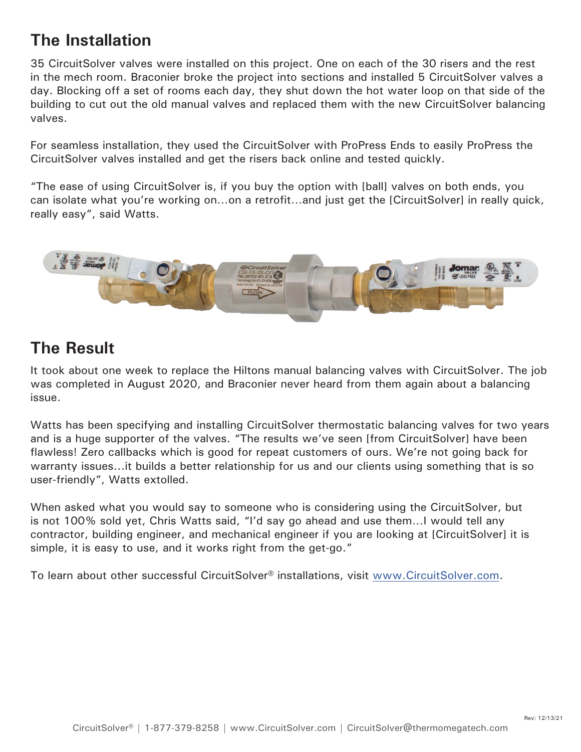## The Installation

35 CircuitSolver valves were installed on this project. One on each of the 30 risers and the rest in the mech room. Braconier broke the project into sections and installed 5 CircuitSolver valves a day. Blocking off a set of rooms each day, they shut down the hot water loop on that side of the building to cut out the old manual valves and replaced them with the new CircuitSolver balancing valves.

For seamless installation, they used the CircuitSolver with ProPress Ends to easily ProPress the CircuitSolver valves installed and get the risers back online and tested quickly.

"The ease of using CircuitSolver is, if you buy the option with [ball] valves on both ends, you can isolate what you're working on…on a retrofit…and just get the [CircuitSolver] in really quick, really easy", said Watts.

## The Result

It took about one week to replace the Hiltons manual balancing valves with CircuitSolver. The job was completed in August 2020, and Braconier never heard from them again about a balancing issue.

Watts has been specifying and installing CircuitSolver thermostatic balancing valves for two years and is a huge supporter of the valves. "The results we've seen [from CircuitSolver] have been flawless! Zero callbacks which is good for repeat customers of ours. We're not going back for warranty issues…it builds a better relationship for us and our clients using something that is so user-friendly", Watts extolled.

When asked what you would say to someone who is considering using the CircuitSolver, but is not 100% sold yet, Chris Watts said, "I'd say go ahead and use them…I would tell any contractor, building engineer, and mechanical engineer if you are looking at [CircuitSolver] it is simple, it is easy to use, and it works right from the get-go."

To learn about other successful CircuitSolver® installations, visit www.CircuitSolver.com.

Rev: 12/13/21

CircuitSolver® | 1-877-379-8258 | www.CircuitSolver.com | CircuitSolver@thermomegatech.com